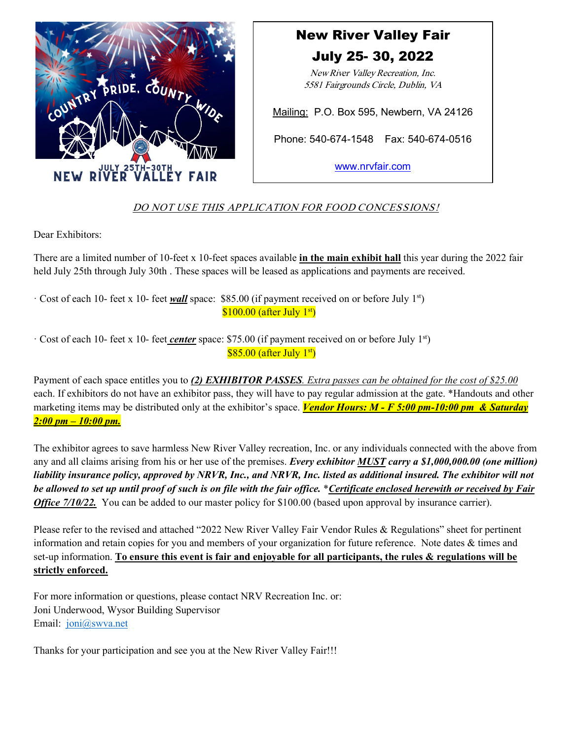# New River Valley Fair

## July 25- 30, 2022

*New River Valley Recreation, Inc.*
*5581 Fairgrounds Circle, Dublin, VA*

Mailing: P.O. Box 595, Newbern, VA 24126

Phone: 540-674-1548 Fax: 540-674-0516

www.nrvfair.com

*DO NOT USE THIS APPLICATION FOR FOOD CONCESSIONS!*

Dear Exhibitors:

There are a limited number of 10-feet x 10-feet spaces available **in the main exhibit hall** this year during the 2022 fair held July 25th through July 30th . These spaces will be leased as applications and payments are received.

· Cost of each 10- feet x 10- feet ***wall*** space: $85.00 (if payment received on or before July 1st)
$100.00 (after July 1st)

· Cost of each 10- feet x 10- feet ***center*** space: $75.00 (if payment received on or before July 1st)
$85.00 (after July 1st)

Payment of each space entitles you to ***(2) EXHIBITOR PASSES****. Extra passes can be obtained for the cost of $25.00* each. If exhibitors do not have an exhibitor pass, they will have to pay regular admission at the gate. *Handouts and other marketing items may be distributed only at the exhibitor's space. ***Vendor Hours: M - F 5:00 pm-10:00 pm & Saturday 2:00 pm – 10:00 pm.***

The exhibitor agrees to save harmless New River Valley recreation, Inc. or any individuals connected with the above from any and all claims arising from his or her use of the premises. ***Every exhibitor MUST carry a $1,000,000.00 (one million) liability insurance policy, approved by NRVR, Inc., and NRVR, Inc. listed as additional insured. The exhibitor will not be allowed to set up until proof of such is on file with the fair office.*** **Certificate enclosed herewith or received by Fair Office 7/10/22.* You can be added to our master policy for $100.00 (based upon approval by insurance carrier).

Please refer to the revised and attached "2022 New River Valley Fair Vendor Rules & Regulations" sheet for pertinent information and retain copies for you and members of your organization for future reference. Note dates & times and set-up information. **To ensure this event is fair and enjoyable for all participants, the rules & regulations will be strictly enforced.**

For more information or questions, please contact NRV Recreation Inc. or:
Joni Underwood, Wysor Building Supervisor
Email: joni@swva.net

Thanks for your participation and see you at the New River Valley Fair!!!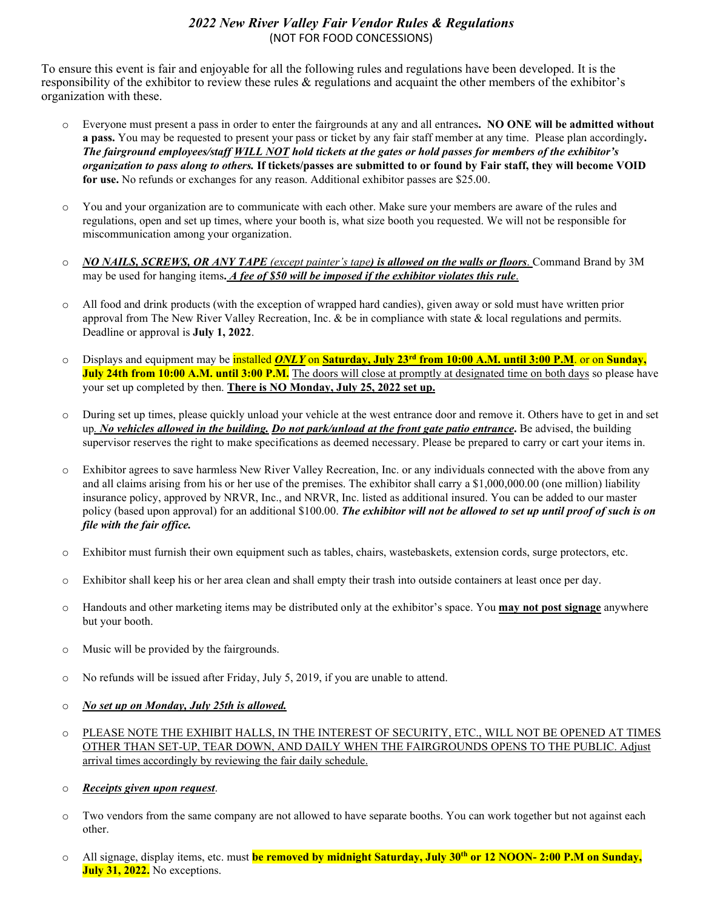# *2022 New River Valley Fair Vendor Rules & Regulations*

(NOT FOR FOOD CONCESSIONS)

To ensure this event is fair and enjoyable for all the following rules and regulations have been developed. It is the responsibility of the exhibitor to review these rules & regulations and acquaint the other members of the exhibitor's organization with these.

- Everyone must present a pass in order to enter the fairgrounds at any and all entrances**. NO ONE will be admitted without a pass.** You may be requested to present your pass or ticket by any fair staff member at any time. Please plan accordingly**.** ***The fairground employees/staff WILL NOT hold tickets at the gates or hold passes for members of the exhibitor's organization to pass along to others.*** **If tickets/passes are submitted to or found by Fair staff, they will become VOID for use.** No refunds or exchanges for any reason. Additional exhibitor passes are $25.00.

- You and your organization are to communicate with each other. Make sure your members are aware of the rules and regulations, open and set up times, where your booth is, what size booth you requested. We will not be responsible for miscommunication among your organization.

- ***NO NAILS, SCREWS, OR ANY TAPE*** *(except painter's tape)* ***is allowed on the walls or floors***. Command Brand by 3M may be used for hanging items**.** ***A fee of $50 will be imposed if the exhibitor violates this rule***.

- All food and drink products (with the exception of wrapped hard candies), given away or sold must have written prior approval from The New River Valley Recreation, Inc. & be in compliance with state & local regulations and permits. Deadline or approval is **July 1, 2022**.

- Displays and equipment may be installed ***ONLY*** on **Saturday, July 23rd from 10:00 A.M. until 3:00 P.M**. or on **Sunday, July 24th from 10:00 A.M. until 3:00 P.M.** The doors will close at promptly at designated time on both days so please have your set up completed by then. **There is NO Monday, July 25, 2022 set up.**

- During set up times, please quickly unload your vehicle at the west entrance door and remove it. Others have to get in and set up. ***No vehicles allowed in the building. Do not park/unload at the front gate patio entrance*****.** Be advised, the building supervisor reserves the right to make specifications as deemed necessary. Please be prepared to carry or cart your items in.

- Exhibitor agrees to save harmless New River Valley Recreation, Inc. or any individuals connected with the above from any and all claims arising from his or her use of the premises. The exhibitor shall carry a $1,000,000.00 (one million) liability insurance policy, approved by NRVR, Inc., and NRVR, Inc. listed as additional insured. You can be added to our master policy (based upon approval) for an additional $100.00. ***The exhibitor will not be allowed to set up until proof of such is on file with the fair office.***

- Exhibitor must furnish their own equipment such as tables, chairs, wastebaskets, extension cords, surge protectors, etc.

- Exhibitor shall keep his or her area clean and shall empty their trash into outside containers at least once per day.

- Handouts and other marketing items may be distributed only at the exhibitor's space. You **may not post signage** anywhere but your booth.

- Music will be provided by the fairgrounds.

- No refunds will be issued after Friday, July 5, 2019, if you are unable to attend.

- ***No set up on Monday, July 25th is allowed.***

- PLEASE NOTE THE EXHIBIT HALLS, IN THE INTEREST OF SECURITY, ETC., WILL NOT BE OPENED AT TIMES OTHER THAN SET-UP, TEAR DOWN, AND DAILY WHEN THE FAIRGROUNDS OPENS TO THE PUBLIC. Adjust arrival times accordingly by reviewing the fair daily schedule.

- ***Receipts given upon request***.

- Two vendors from the same company are not allowed to have separate booths. You can work together but not against each other.

- All signage, display items, etc. must **be removed by midnight Saturday, July 30th or 12 NOON- 2:00 P.M on Sunday, July 31, 2022.** No exceptions.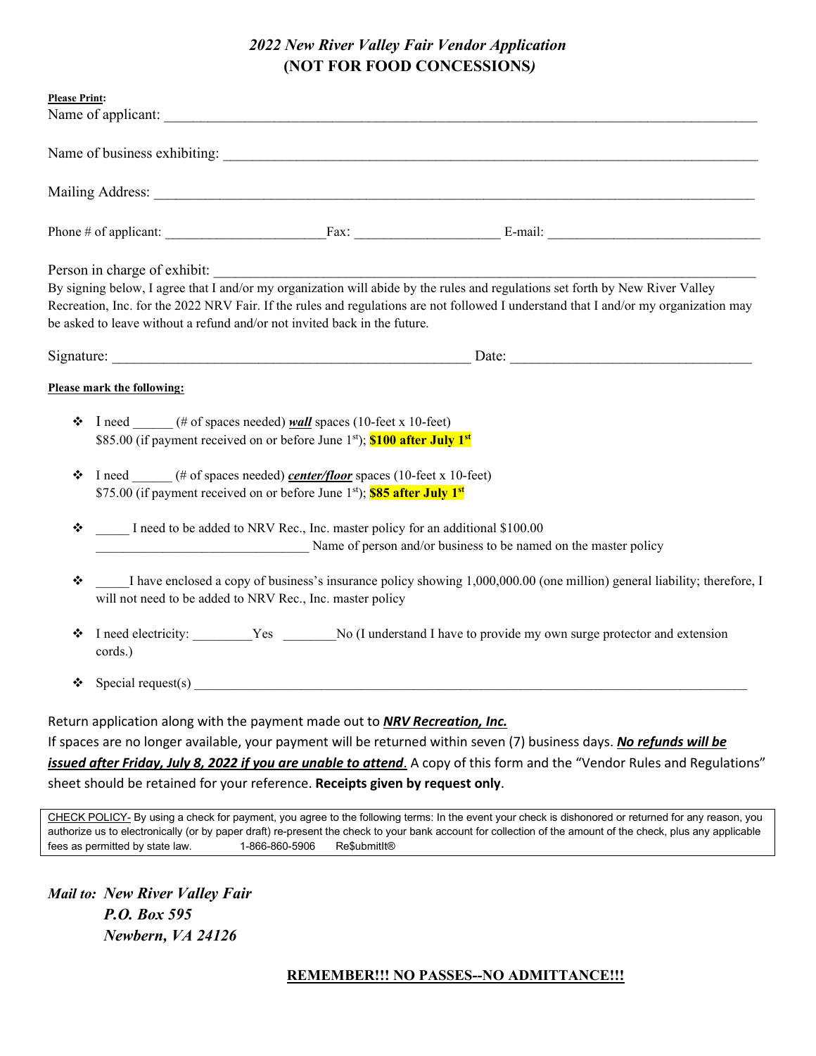# *2022 New River Valley Fair Vendor Application*
# **(NOT FOR FOOD CONCESSIONS)**

**Please Print:**

Name of applicant: ______________________________________________

Name of business exhibiting: ______________________________________________

Mailing Address: ______________________________________________

Phone # of applicant: ____________________ Fax: __________________ E-mail: ____________________________

Person in charge of exhibit: ______________________________________________

By signing below, I agree that I and/or my organization will abide by the rules and regulations set forth by New River Valley Recreation, Inc. for the 2022 NRV Fair. If the rules and regulations are not followed I understand that I and/or my organization may be asked to leave without a refund and/or not invited back in the future.

Signature: ______________________________________ Date: ____________________________

**Please mark the following:**

- I need ______ (# of spaces needed) ***wall*** spaces (10-feet x 10-feet) $85.00 (if payment received on or before June 1st); **$100 after July 1st**
- I need ______ (# of spaces needed) ***center/floor*** spaces (10-feet x 10-feet) $75.00 (if payment received on or before June 1st); **$85 after July 1st**
- _____ I need to be added to NRV Rec., Inc. master policy for an additional $100.00
  ______________________________ Name of person and/or business to be named on the master policy
- _____I have enclosed a copy of business's insurance policy showing 1,000,000.00 (one million) general liability; therefore, I will not need to be added to NRV Rec., Inc. master policy
- I need electricity: _________Yes ________No (I understand I have to provide my own surge protector and extension cords.)
- Special request(s) ______________________________________________

Return application along with the payment made out to ***NRV Recreation, Inc.***

If spaces are no longer available, your payment will be returned within seven (7) business days. ***No refunds will be issued after Friday, July 8, 2022 if you are unable to attend***. A copy of this form and the "Vendor Rules and Regulations" sheet should be retained for your reference. **Receipts given by request only**.

CHECK POLICY- By using a check for payment, you agree to the following terms: In the event your check is dishonored or returned for any reason, you authorize us to electronically (or by paper draft) re-present the check to your bank account for collection of the amount of the check, plus any applicable fees as permitted by state law. 1-866-860-5906 Re$ubmitIt®

***Mail to: New River Valley Fair***
***P.O. Box 595***
***Newbern, VA 24126***

**REMEMBER!!! NO PASSES--NO ADMITTANCE!!!**